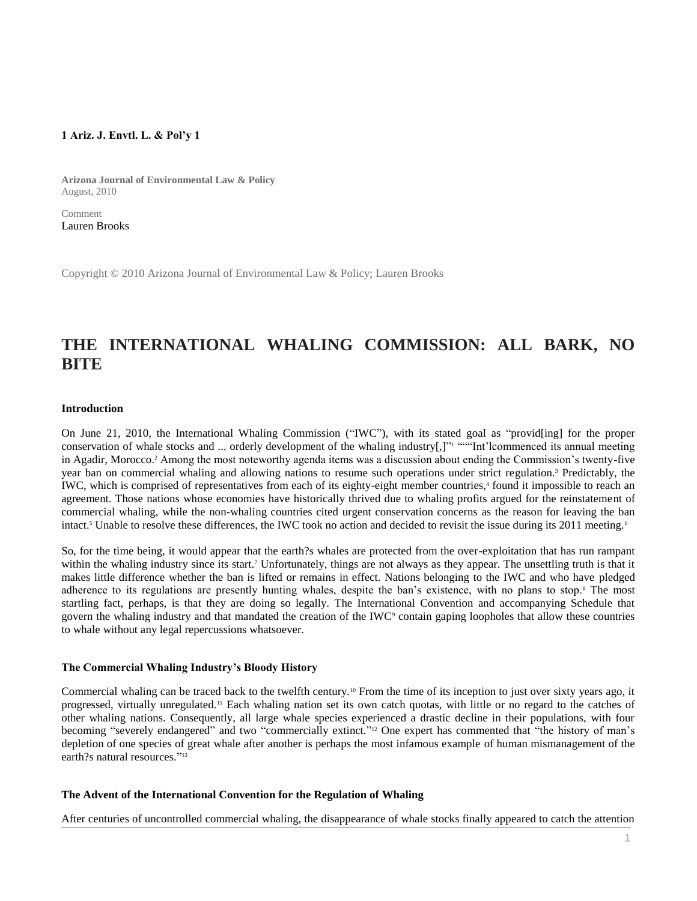**1 Ariz. J. Envtl. L. & Pol'y 1**

**Arizona Journal of Environmental Law & Policy**
August, 2010

Comment
Lauren Brooks

Copyright © 2010 Arizona Journal of Environmental Law & Policy; Lauren Brooks

# THE INTERNATIONAL WHALING COMMISSION: ALL BARK, NO BITE

### Introduction

On June 21, 2010, the International Whaling Commission ("IWC"), with its stated goal as "provid[ing] for the proper conservation of whale stocks and ... orderly development of the whaling industry[,]"[1] """Int'lcommenced its annual meeting in Agadir, Morocco.[2] Among the most noteworthy agenda items was a discussion about ending the Commission's twenty-five year ban on commercial whaling and allowing nations to resume such operations under strict regulation.[3] Predictably, the IWC, which is comprised of representatives from each of its eighty-eight member countries,[4] found it impossible to reach an agreement. Those nations whose economies have historically thrived due to whaling profits argued for the reinstatement of commercial whaling, while the non-whaling countries cited urgent conservation concerns as the reason for leaving the ban intact.[5] Unable to resolve these differences, the IWC took no action and decided to revisit the issue during its 2011 meeting.[6]

So, for the time being, it would appear that the earth?s whales are protected from the over-exploitation that has run rampant within the whaling industry since its start.[7] Unfortunately, things are not always as they appear. The unsettling truth is that it makes little difference whether the ban is lifted or remains in effect. Nations belonging to the IWC and who have pledged adherence to its regulations are presently hunting whales, despite the ban's existence, with no plans to stop.[8] The most startling fact, perhaps, is that they are doing so legally. The International Convention and accompanying Schedule that govern the whaling industry and that mandated the creation of the IWC[9] contain gaping loopholes that allow these countries to whale without any legal repercussions whatsoever.

### The Commercial Whaling Industry's Bloody History

Commercial whaling can be traced back to the twelfth century.[10] From the time of its inception to just over sixty years ago, it progressed, virtually unregulated.[11] Each whaling nation set its own catch quotas, with little or no regard to the catches of other whaling nations. Consequently, all large whale species experienced a drastic decline in their populations, with four becoming "severely endangered" and two "commercially extinct."[12] One expert has commented that "the history of man's depletion of one species of great whale after another is perhaps the most infamous example of human mismanagement of the earth?s natural resources."[13]

### The Advent of the International Convention for the Regulation of Whaling

After centuries of uncontrolled commercial whaling, the disappearance of whale stocks finally appeared to catch the attention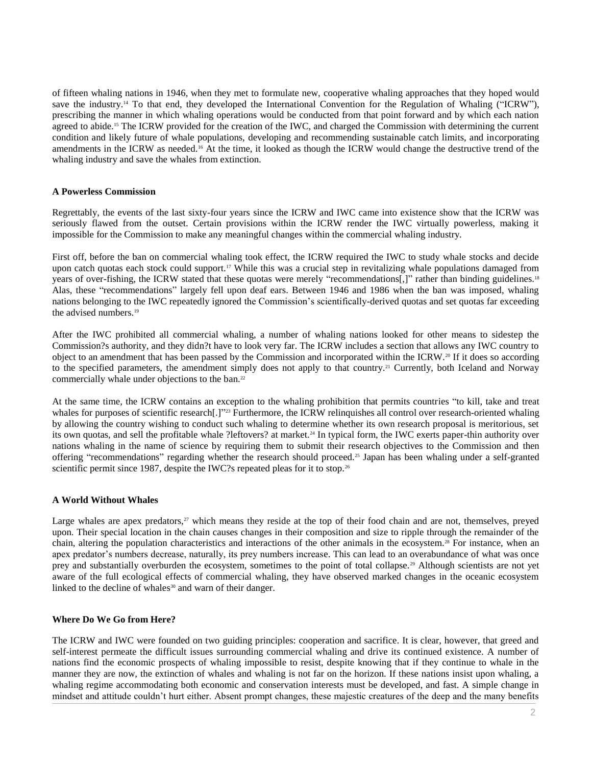of fifteen whaling nations in 1946, when they met to formulate new, cooperative whaling approaches that they hoped would save the industry.[14] To that end, they developed the International Convention for the Regulation of Whaling ("ICRW"), prescribing the manner in which whaling operations would be conducted from that point forward and by which each nation agreed to abide.[15] The ICRW provided for the creation of the IWC, and charged the Commission with determining the current condition and likely future of whale populations, developing and recommending sustainable catch limits, and incorporating amendments in the ICRW as needed.[16] At the time, it looked as though the ICRW would change the destructive trend of the whaling industry and save the whales from extinction.

### A Powerless Commission

Regrettably, the events of the last sixty-four years since the ICRW and IWC came into existence show that the ICRW was seriously flawed from the outset. Certain provisions within the ICRW render the IWC virtually powerless, making it impossible for the Commission to make any meaningful changes within the commercial whaling industry.

First off, before the ban on commercial whaling took effect, the ICRW required the IWC to study whale stocks and decide upon catch quotas each stock could support.[17] While this was a crucial step in revitalizing whale populations damaged from years of over-fishing, the ICRW stated that these quotas were merely "recommendations[,]" rather than binding guidelines.[18] Alas, these "recommendations" largely fell upon deaf ears. Between 1946 and 1986 when the ban was imposed, whaling nations belonging to the IWC repeatedly ignored the Commission's scientifically-derived quotas and set quotas far exceeding the advised numbers.[19]

After the IWC prohibited all commercial whaling, a number of whaling nations looked for other means to sidestep the Commission?s authority, and they didn?t have to look very far. The ICRW includes a section that allows any IWC country to object to an amendment that has been passed by the Commission and incorporated within the ICRW.[20] If it does so according to the specified parameters, the amendment simply does not apply to that country.[21] Currently, both Iceland and Norway commercially whale under objections to the ban.[22]

At the same time, the ICRW contains an exception to the whaling prohibition that permits countries "to kill, take and treat whales for purposes of scientific research[.]"[23] Furthermore, the ICRW relinquishes all control over research-oriented whaling by allowing the country wishing to conduct such whaling to determine whether its own research proposal is meritorious, set its own quotas, and sell the profitable whale ?leftovers? at market.[24] In typical form, the IWC exerts paper-thin authority over nations whaling in the name of science by requiring them to submit their research objectives to the Commission and then offering "recommendations" regarding whether the research should proceed.[25] Japan has been whaling under a self-granted scientific permit since 1987, despite the IWC?s repeated pleas for it to stop.[26]

### A World Without Whales

Large whales are apex predators,[27] which means they reside at the top of their food chain and are not, themselves, preyed upon. Their special location in the chain causes changes in their composition and size to ripple through the remainder of the chain, altering the population characteristics and interactions of the other animals in the ecosystem.[28] For instance, when an apex predator's numbers decrease, naturally, its prey numbers increase. This can lead to an overabundance of what was once prey and substantially overburden the ecosystem, sometimes to the point of total collapse.[29] Although scientists are not yet aware of the full ecological effects of commercial whaling, they have observed marked changes in the oceanic ecosystem linked to the decline of whales[30] and warn of their danger.

### Where Do We Go from Here?

The ICRW and IWC were founded on two guiding principles: cooperation and sacrifice. It is clear, however, that greed and self-interest permeate the difficult issues surrounding commercial whaling and drive its continued existence. A number of nations find the economic prospects of whaling impossible to resist, despite knowing that if they continue to whale in the manner they are now, the extinction of whales and whaling is not far on the horizon. If these nations insist upon whaling, a whaling regime accommodating both economic and conservation interests must be developed, and fast. A simple change in mindset and attitude couldn't hurt either. Absent prompt changes, these majestic creatures of the deep and the many benefits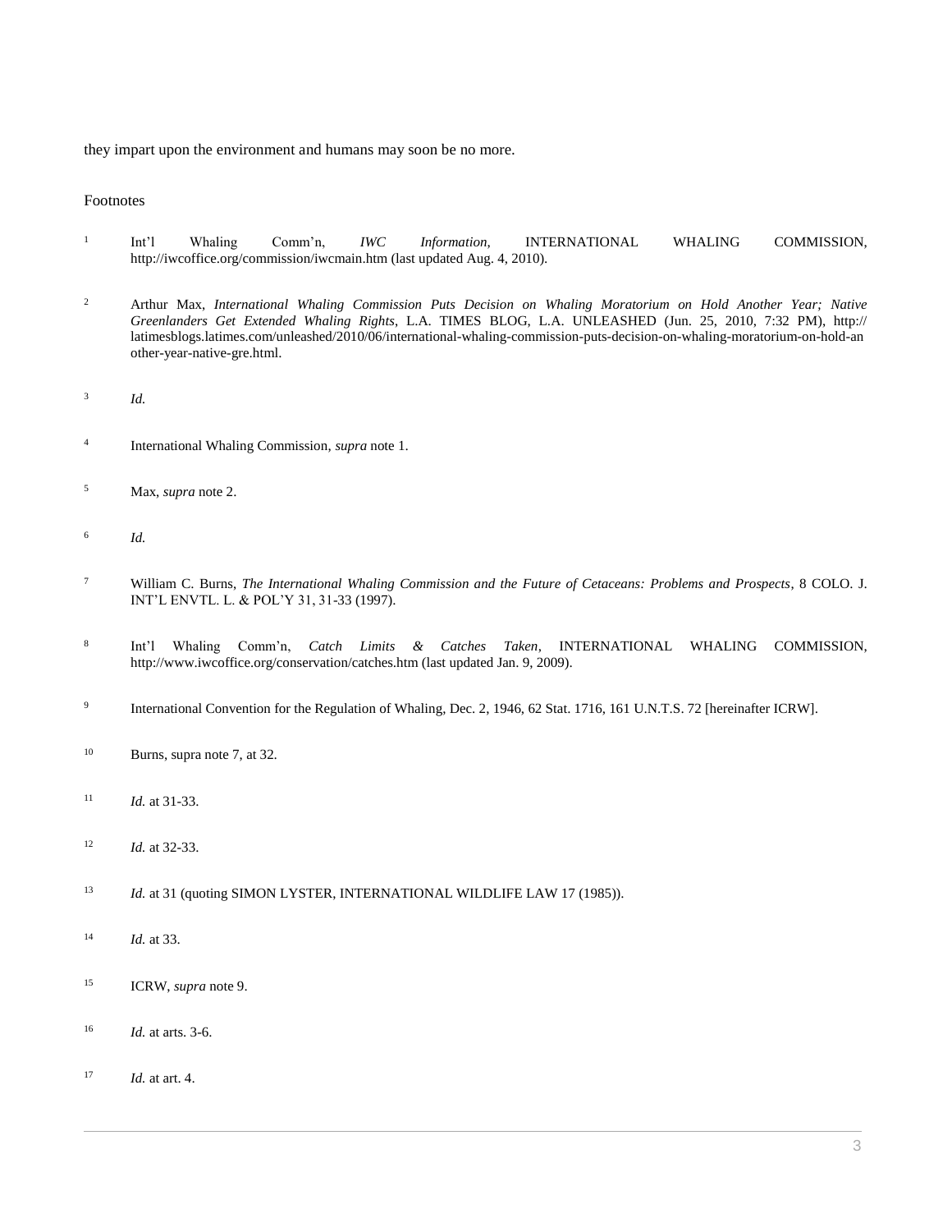they impart upon the environment and humans may soon be no more.

Footnotes

1. Int'l Whaling Comm'n, *IWC Information*, INTERNATIONAL WHALING COMMISSION, http://iwcoffice.org/commission/iwcmain.htm (last updated Aug. 4, 2010).

2. Arthur Max, *International Whaling Commission Puts Decision on Whaling Moratorium on Hold Another Year; Native Greenlanders Get Extended Whaling Rights*, L.A. TIMES BLOG, L.A. UNLEASHED (Jun. 25, 2010, 7:32 PM), http:// latimesblogs.latimes.com/unleashed/2010/06/international-whaling-commission-puts-decision-on-whaling-moratorium-on-hold-another-year-native-gre.html.

3. *Id.*

4. International Whaling Commission, *supra* note 1.

5. Max, *supra* note 2.

6. *Id.*

7. William C. Burns, *The International Whaling Commission and the Future of Cetaceans: Problems and Prospects*, 8 COLO. J. INT'L ENVTL. L. & POL'Y 31, 31-33 (1997).

8. Int'l Whaling Comm'n, *Catch Limits & Catches Taken*, INTERNATIONAL WHALING COMMISSION, http://www.iwcoffice.org/conservation/catches.htm (last updated Jan. 9, 2009).

9. International Convention for the Regulation of Whaling, Dec. 2, 1946, 62 Stat. 1716, 161 U.N.T.S. 72 [hereinafter ICRW].

10. Burns, supra note 7, at 32.

11. *Id.* at 31-33.

12. *Id.* at 32-33.

13. *Id.* at 31 (quoting SIMON LYSTER, INTERNATIONAL WILDLIFE LAW 17 (1985)).

14. *Id.* at 33.

15. ICRW, *supra* note 9.

16. *Id.* at arts. 3-6.

17. *Id.* at art. 4.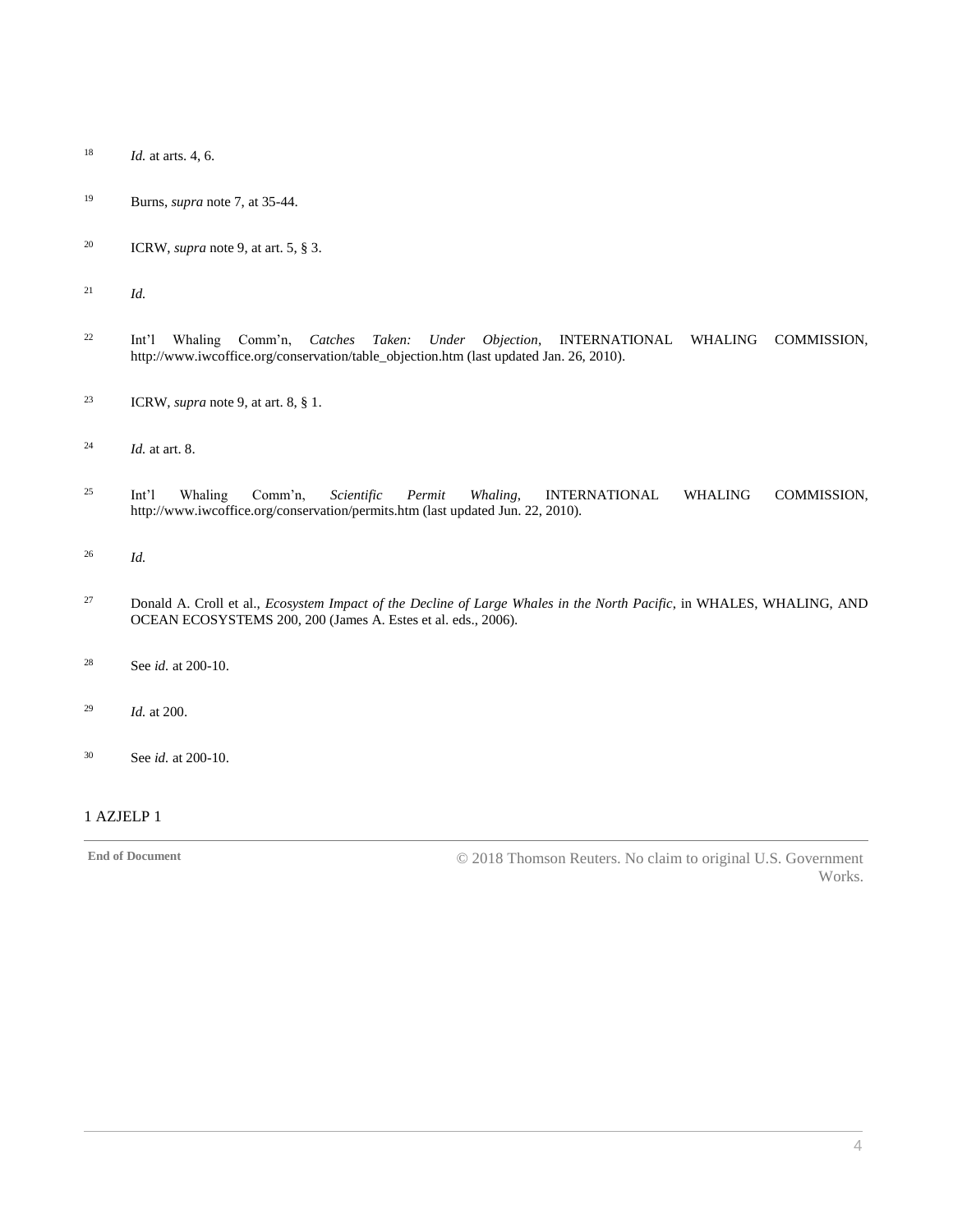[18] *Id.* at arts. 4, 6.

[19] Burns, *supra* note 7, at 35-44.

[20] ICRW, *supra* note 9, at art. 5, § 3.

[21] *Id.*

[22] Int'l Whaling Comm'n, *Catches Taken: Under Objection*, INTERNATIONAL WHALING COMMISSION, http://www.iwcoffice.org/conservation/table_objection.htm (last updated Jan. 26, 2010).

[23] ICRW, *supra* note 9, at art. 8, § 1.

[24] *Id.* at art. 8.

[25] Int'l Whaling Comm'n, *Scientific Permit Whaling*, INTERNATIONAL WHALING COMMISSION, http://www.iwcoffice.org/conservation/permits.htm (last updated Jun. 22, 2010).

[26] *Id.*

[27] Donald A. Croll et al., *Ecosystem Impact of the Decline of Large Whales in the North Pacific*, in WHALES, WHALING, AND OCEAN ECOSYSTEMS 200, 200 (James A. Estes et al. eds., 2006).

[28] See *id.* at 200-10.

[29] *Id.* at 200.

[30] See *id.* at 200-10.

1 AZJELP 1

**End of Document**

© 2018 Thomson Reuters. No claim to original U.S. Government Works.